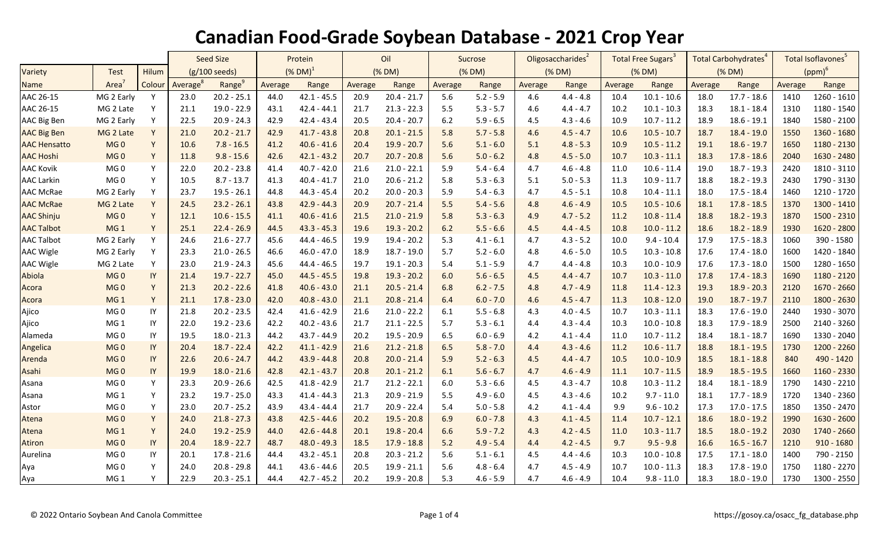# Canadian Food-Grade Soybean Database - 2021 Crop Year

| Variety | Test | Hilum | Seed Size (g/100 seeds) | | Protein (% DM)[1] | | Oil (% DM) | | Sucrose (% DM) | | Oligosaccharides[2] (% DM) | | Total Free Sugars[3] (% DM) | | Total Carbohydrates[4] (% DM) | | Total Isoflavones[5] (ppm)[6] | |
|---|---|---|---|---|---|---|---|---|---|---|---|---|---|---|---|---|---|---|
| Name | Area[7] | Colour | Average[8] | Range[9] | Average | Range | Average | Range | Average | Range | Average | Range | Average | Range | Average | Range | Average | Range |
| AAC 26-15 | MG 2 Early | Y | 23.0 | 20.2 - 25.1 | 44.0 | 42.1 - 45.5 | 20.9 | 20.4 - 21.7 | 5.6 | 5.2 - 5.9 | 4.6 | 4.4 - 4.8 | 10.4 | 10.1 - 10.6 | 18.0 | 17.7 - 18.6 | 1410 | 1260 - 1610 |
| AAC 26-15 | MG 2 Late | Y | 21.1 | 19.0 - 22.9 | 43.1 | 42.4 - 44.1 | 21.7 | 21.3 - 22.3 | 5.5 | 5.3 - 5.7 | 4.6 | 4.4 - 4.7 | 10.2 | 10.1 - 10.3 | 18.3 | 18.1 - 18.4 | 1310 | 1180 - 1540 |
| AAC Big Ben | MG 2 Early | Y | 22.5 | 20.9 - 24.3 | 42.9 | 42.4 - 43.4 | 20.5 | 20.4 - 20.7 | 6.2 | 5.9 - 6.5 | 4.5 | 4.3 - 4.6 | 10.9 | 10.7 - 11.2 | 18.9 | 18.6 - 19.1 | 1840 | 1580 - 2100 |
| AAC Big Ben | MG 2 Late | Y | 21.0 | 20.2 - 21.7 | 42.9 | 41.7 - 43.8 | 20.8 | 20.1 - 21.5 | 5.8 | 5.7 - 5.8 | 4.6 | 4.5 - 4.7 | 10.6 | 10.5 - 10.7 | 18.7 | 18.4 - 19.0 | 1550 | 1360 - 1680 |
| AAC Hensatto | MG 0 | Y | 10.6 | 7.8 - 16.5 | 41.2 | 40.6 - 41.6 | 20.4 | 19.9 - 20.7 | 5.6 | 5.1 - 6.0 | 5.1 | 4.8 - 5.3 | 10.9 | 10.5 - 11.2 | 19.1 | 18.6 - 19.7 | 1650 | 1180 - 2130 |
| AAC Hoshi | MG 0 | Y | 11.8 | 9.8 - 15.6 | 42.6 | 42.1 - 43.2 | 20.7 | 20.7 - 20.8 | 5.6 | 5.0 - 6.2 | 4.8 | 4.5 - 5.0 | 10.7 | 10.3 - 11.1 | 18.3 | 17.8 - 18.6 | 2040 | 1630 - 2480 |
| AAC Kovik | MG 0 | Y | 22.0 | 20.2 - 23.8 | 41.4 | 40.7 - 42.0 | 21.6 | 21.0 - 22.1 | 5.9 | 5.4 - 6.4 | 4.7 | 4.6 - 4.8 | 11.0 | 10.6 - 11.4 | 19.0 | 18.7 - 19.3 | 2420 | 1810 - 3110 |
| AAC Larkin | MG 0 | Y | 10.5 | 8.7 - 13.7 | 41.3 | 40.4 - 41.7 | 21.0 | 20.6 - 21.2 | 5.8 | 5.3 - 6.3 | 5.1 | 5.0 - 5.3 | 11.3 | 10.9 - 11.7 | 18.8 | 18.2 - 19.3 | 2430 | 1790 - 3130 |
| AAC McRae | MG 2 Early | Y | 23.7 | 19.5 - 26.1 | 44.8 | 44.3 - 45.4 | 20.2 | 20.0 - 20.3 | 5.9 | 5.4 - 6.3 | 4.7 | 4.5 - 5.1 | 10.8 | 10.4 - 11.1 | 18.0 | 17.5 - 18.4 | 1460 | 1210 - 1720 |
| AAC McRae | MG 2 Late | Y | 24.5 | 23.2 - 26.1 | 43.8 | 42.9 - 44.3 | 20.9 | 20.7 - 21.4 | 5.5 | 5.4 - 5.6 | 4.8 | 4.6 - 4.9 | 10.5 | 10.5 - 10.6 | 18.1 | 17.8 - 18.5 | 1370 | 1300 - 1410 |
| AAC Shinju | MG 0 | Y | 12.1 | 10.6 - 15.5 | 41.1 | 40.6 - 41.6 | 21.5 | 21.0 - 21.9 | 5.8 | 5.3 - 6.3 | 4.9 | 4.7 - 5.2 | 11.2 | 10.8 - 11.4 | 18.8 | 18.2 - 19.3 | 1870 | 1500 - 2310 |
| AAC Talbot | MG 1 | Y | 25.1 | 22.4 - 26.9 | 44.5 | 43.3 - 45.3 | 19.6 | 19.3 - 20.2 | 6.2 | 5.5 - 6.6 | 4.5 | 4.4 - 4.5 | 10.8 | 10.0 - 11.2 | 18.6 | 18.2 - 18.9 | 1930 | 1620 - 2800 |
| AAC Talbot | MG 2 Early | Y | 24.6 | 21.6 - 27.7 | 45.6 | 44.4 - 46.5 | 19.9 | 19.4 - 20.2 | 5.3 | 4.1 - 6.1 | 4.7 | 4.3 - 5.2 | 10.0 | 9.4 - 10.4 | 17.9 | 17.5 - 18.3 | 1060 | 390 - 1580 |
| AAC Wigle | MG 2 Early | Y | 23.3 | 21.0 - 26.5 | 46.6 | 46.0 - 47.0 | 18.9 | 18.7 - 19.0 | 5.7 | 5.2 - 6.0 | 4.8 | 4.6 - 5.0 | 10.5 | 10.3 - 10.8 | 17.6 | 17.4 - 18.0 | 1600 | 1420 - 1840 |
| AAC Wigle | MG 2 Late | Y | 23.0 | 21.9 - 24.3 | 45.6 | 44.4 - 46.5 | 19.7 | 19.1 - 20.3 | 5.4 | 5.1 - 5.9 | 4.7 | 4.4 - 4.8 | 10.3 | 10.0 - 10.9 | 17.6 | 17.3 - 18.0 | 1500 | 1280 - 1650 |
| Abiola | MG 0 | IY | 21.4 | 19.7 - 22.7 | 45.0 | 44.5 - 45.5 | 19.8 | 19.3 - 20.2 | 6.0 | 5.6 - 6.5 | 4.5 | 4.4 - 4.7 | 10.7 | 10.3 - 11.0 | 17.8 | 17.4 - 18.3 | 1690 | 1180 - 2120 |
| Acora | MG 0 | Y | 21.3 | 20.2 - 22.6 | 41.8 | 40.6 - 43.0 | 21.1 | 20.5 - 21.4 | 6.8 | 6.2 - 7.5 | 4.8 | 4.7 - 4.9 | 11.8 | 11.4 - 12.3 | 19.3 | 18.9 - 20.3 | 2120 | 1670 - 2660 |
| Acora | MG 1 | Y | 21.1 | 17.8 - 23.0 | 42.0 | 40.8 - 43.0 | 21.1 | 20.8 - 21.4 | 6.4 | 6.0 - 7.0 | 4.6 | 4.5 - 4.7 | 11.3 | 10.8 - 12.0 | 19.0 | 18.7 - 19.7 | 2110 | 1800 - 2630 |
| Ajico | MG 0 | IY | 21.8 | 20.2 - 23.5 | 42.4 | 41.6 - 42.9 | 21.6 | 21.0 - 22.2 | 6.1 | 5.5 - 6.8 | 4.3 | 4.0 - 4.5 | 10.7 | 10.3 - 11.1 | 18.3 | 17.6 - 19.0 | 2440 | 1930 - 3070 |
| Ajico | MG 1 | IY | 22.0 | 19.2 - 23.6 | 42.2 | 40.2 - 43.6 | 21.7 | 21.1 - 22.5 | 5.7 | 5.3 - 6.1 | 4.4 | 4.3 - 4.4 | 10.3 | 10.0 - 10.8 | 18.3 | 17.9 - 18.9 | 2500 | 2140 - 3260 |
| Alameda | MG 0 | IY | 19.5 | 18.0 - 21.3 | 44.2 | 43.7 - 44.9 | 20.2 | 19.5 - 20.9 | 6.5 | 6.0 - 6.9 | 4.2 | 4.1 - 4.4 | 11.0 | 10.7 - 11.2 | 18.4 | 18.1 - 18.7 | 1690 | 1330 - 2040 |
| Angelica | MG 0 | IY | 20.4 | 18.7 - 22.4 | 42.2 | 41.1 - 42.9 | 21.6 | 21.2 - 21.8 | 6.5 | 5.8 - 7.0 | 4.4 | 4.3 - 4.6 | 11.2 | 10.6 - 11.7 | 18.8 | 18.1 - 19.5 | 1730 | 1200 - 2260 |
| Arenda | MG 0 | IY | 22.6 | 20.6 - 24.7 | 44.2 | 43.9 - 44.8 | 20.8 | 20.0 - 21.4 | 5.9 | 5.2 - 6.3 | 4.5 | 4.4 - 4.7 | 10.5 | 10.0 - 10.9 | 18.5 | 18.1 - 18.8 | 840 | 490 - 1420 |
| Asahi | MG 0 | IY | 19.9 | 18.0 - 21.6 | 42.8 | 42.1 - 43.7 | 20.8 | 20.1 - 21.2 | 6.1 | 5.6 - 6.7 | 4.7 | 4.6 - 4.9 | 11.1 | 10.7 - 11.5 | 18.9 | 18.5 - 19.5 | 1660 | 1160 - 2330 |
| Asana | MG 0 | Y | 23.3 | 20.9 - 26.6 | 42.5 | 41.8 - 42.9 | 21.7 | 21.2 - 22.1 | 6.0 | 5.3 - 6.6 | 4.5 | 4.3 - 4.7 | 10.8 | 10.3 - 11.2 | 18.4 | 18.1 - 18.9 | 1790 | 1430 - 2210 |
| Asana | MG 1 | Y | 23.2 | 19.7 - 25.0 | 43.3 | 41.4 - 44.3 | 21.3 | 20.9 - 21.9 | 5.5 | 4.9 - 6.0 | 4.5 | 4.3 - 4.6 | 10.2 | 9.7 - 11.0 | 18.1 | 17.7 - 18.9 | 1720 | 1340 - 2360 |
| Astor | MG 0 | Y | 23.0 | 20.7 - 25.2 | 43.9 | 43.4 - 44.4 | 21.7 | 20.9 - 22.4 | 5.4 | 5.0 - 5.8 | 4.2 | 4.1 - 4.4 | 9.9 | 9.6 - 10.2 | 17.3 | 17.0 - 17.5 | 1850 | 1350 - 2470 |
| Atena | MG 0 | Y | 24.0 | 21.8 - 27.3 | 43.8 | 42.5 - 44.6 | 20.2 | 19.5 - 20.8 | 6.9 | 6.0 - 7.8 | 4.3 | 4.1 - 4.5 | 11.4 | 10.7 - 12.1 | 18.6 | 18.0 - 19.2 | 1990 | 1630 - 2600 |
| Atena | MG 1 | Y | 24.0 | 19.2 - 25.9 | 44.0 | 42.6 - 44.8 | 20.1 | 19.8 - 20.4 | 6.6 | 5.9 - 7.2 | 4.3 | 4.2 - 4.5 | 11.0 | 10.3 - 11.7 | 18.5 | 18.0 - 19.2 | 2030 | 1740 - 2660 |
| Atiron | MG 0 | IY | 20.4 | 18.9 - 22.7 | 48.7 | 48.0 - 49.3 | 18.5 | 17.9 - 18.8 | 5.2 | 4.9 - 5.4 | 4.4 | 4.2 - 4.5 | 9.7 | 9.5 - 9.8 | 16.6 | 16.5 - 16.7 | 1210 | 910 - 1680 |
| Aurelina | MG 0 | IY | 20.1 | 17.8 - 21.6 | 44.4 | 43.2 - 45.1 | 20.8 | 20.3 - 21.2 | 5.6 | 5.1 - 6.1 | 4.5 | 4.4 - 4.6 | 10.3 | 10.0 - 10.8 | 17.5 | 17.1 - 18.0 | 1400 | 790 - 2150 |
| Aya | MG 0 | Y | 24.0 | 20.8 - 29.8 | 44.1 | 43.6 - 44.6 | 20.5 | 19.9 - 21.1 | 5.6 | 4.8 - 6.4 | 4.7 | 4.5 - 4.9 | 10.7 | 10.0 - 11.3 | 18.3 | 17.8 - 19.0 | 1750 | 1180 - 2270 |
| Aya | MG 1 | Y | 22.9 | 20.3 - 25.1 | 44.4 | 42.7 - 45.2 | 20.2 | 19.9 - 20.8 | 5.3 | 4.6 - 5.9 | 4.7 | 4.6 - 4.9 | 10.4 | 9.8 - 11.0 | 18.3 | 18.0 - 19.0 | 1730 | 1300 - 2550 |

© 2022 Ontario Soybean And Canola Committee

https://gosoy.ca/osacc_fg_database.php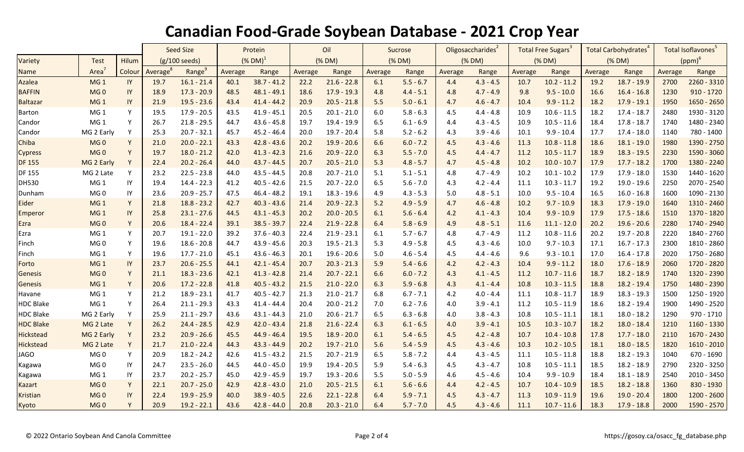# Canadian Food-Grade Soybean Database - 2021 Crop Year

| | | | Seed Size | | Protein | | Oil | | Sucrose | | Oligosaccharides[2] | | Total Free Sugars[3] | | Total Carbohydrates[4] | | Total Isoflavones[5] | |
|---|---|---|---|---|---|---|---|---|---|---|---|---|---|---|---|---|---|---|
| Variety | Test | Hilum | (g/100 seeds) | | (% DM)[1] | | (% DM) | | (% DM) | | (% DM) | | (% DM) | | (% DM) | | (ppm)[6] | |
| Name | Area[7] | Colour | Average[8] | Range[9] | Average | Range | Average | Range | Average | Range | Average | Range | Average | Range | Average | Range | Average | Range |
| Azalea | MG 1 | IY | 19.7 | 16.1 - 21.4 | 40.1 | 38.7 - 41.2 | 22.2 | 21.6 - 22.8 | 6.1 | 5.5 - 6.7 | 4.4 | 4.3 - 4.5 | 10.7 | 10.2 - 11.2 | 19.2 | 18.7 - 19.9 | 2700 | 2260 - 3310 |
| BAFFIN | MG 0 | IY | 18.9 | 17.3 - 20.9 | 48.5 | 48.1 - 49.1 | 18.6 | 17.9 - 19.3 | 4.8 | 4.4 - 5.1 | 4.8 | 4.7 - 4.9 | 9.8 | 9.5 - 10.0 | 16.6 | 16.4 - 16.8 | 1230 | 910 - 1720 |
| Baltazar | MG 1 | IY | 21.9 | 19.5 - 23.6 | 43.4 | 41.4 - 44.2 | 20.9 | 20.5 - 21.8 | 5.5 | 5.0 - 6.1 | 4.7 | 4.6 - 4.7 | 10.4 | 9.9 - 11.2 | 18.2 | 17.9 - 19.1 | 1950 | 1650 - 2650 |
| Barton | MG 1 | Y | 19.5 | 17.9 - 20.5 | 43.5 | 41.9 - 45.1 | 20.5 | 20.1 - 21.0 | 6.0 | 5.8 - 6.3 | 4.5 | 4.4 - 4.8 | 10.9 | 10.6 - 11.5 | 18.2 | 17.4 - 18.7 | 2480 | 1930 - 3120 |
| Candor | MG 1 | Y | 26.7 | 21.8 - 29.5 | 44.7 | 43.6 - 45.8 | 19.7 | 19.4 - 19.9 | 6.5 | 6.1 - 6.9 | 4.4 | 4.3 - 4.5 | 10.9 | 10.5 - 11.6 | 18.4 | 17.8 - 18.7 | 1740 | 1480 - 2340 |
| Candor | MG 2 Early | Y | 25.3 | 20.7 - 32.1 | 45.7 | 45.2 - 46.4 | 20.0 | 19.7 - 20.4 | 5.8 | 5.2 - 6.2 | 4.3 | 3.9 - 4.6 | 10.1 | 9.9 - 10.4 | 17.7 | 17.4 - 18.0 | 1140 | 780 - 1400 |
| Chiba | MG 0 | Y | 21.0 | 20.0 - 22.1 | 43.3 | 42.8 - 43.6 | 20.2 | 19.9 - 20.6 | 6.6 | 6.0 - 7.2 | 4.5 | 4.3 - 4.6 | 11.3 | 10.8 - 11.8 | 18.6 | 18.1 - 19.0 | 1980 | 1390 - 2750 |
| Cypress | MG 0 | Y | 19.7 | 18.0 - 21.2 | 42.0 | 41.3 - 42.3 | 21.6 | 20.9 - 22.0 | 6.3 | 5.5 - 7.0 | 4.5 | 4.4 - 4.7 | 11.2 | 10.5 - 11.7 | 18.9 | 18.3 - 19.5 | 2230 | 1590 - 3060 |
| DF 155 | MG 2 Early | Y | 22.4 | 20.2 - 26.4 | 44.0 | 43.7 - 44.5 | 20.7 | 20.5 - 21.0 | 5.3 | 4.8 - 5.7 | 4.7 | 4.5 - 4.8 | 10.2 | 10.0 - 10.7 | 17.9 | 17.7 - 18.2 | 1700 | 1380 - 2240 |
| DF 155 | MG 2 Late | Y | 23.2 | 22.5 - 23.8 | 44.0 | 43.5 - 44.5 | 20.8 | 20.7 - 21.0 | 5.1 | 5.1 - 5.1 | 4.8 | 4.7 - 4.9 | 10.2 | 10.1 - 10.2 | 17.9 | 17.9 - 18.0 | 1530 | 1440 - 1620 |
| DH530 | MG 1 | IY | 19.4 | 14.4 - 22.3 | 41.2 | 40.5 - 42.6 | 21.5 | 20.7 - 22.0 | 6.5 | 5.6 - 7.0 | 4.3 | 4.2 - 4.4 | 11.1 | 10.3 - 11.7 | 19.2 | 19.0 - 19.6 | 2250 | 2070 - 2540 |
| Dunham | MG 0 | IY | 23.6 | 20.9 - 25.7 | 47.5 | 46.4 - 48.2 | 19.1 | 18.3 - 19.6 | 4.9 | 4.3 - 5.3 | 5.0 | 4.8 - 5.1 | 10.0 | 9.5 - 10.4 | 16.5 | 16.0 - 16.8 | 1600 | 1090 - 2130 |
| Eider | MG 1 | Y | 21.8 | 18.8 - 23.2 | 42.7 | 40.3 - 43.6 | 21.4 | 20.9 - 22.3 | 5.2 | 4.9 - 5.9 | 4.7 | 4.6 - 4.8 | 10.2 | 9.7 - 10.9 | 18.3 | 17.9 - 19.0 | 1640 | 1310 - 2460 |
| Emperor | MG 1 | IY | 25.8 | 23.1 - 27.6 | 44.5 | 43.1 - 45.3 | 20.2 | 20.0 - 20.5 | 6.1 | 5.6 - 6.4 | 4.2 | 4.1 - 4.3 | 10.4 | 9.9 - 10.9 | 17.9 | 17.5 - 18.6 | 1510 | 1370 - 1820 |
| Ezra | MG 0 | Y | 20.6 | 18.4 - 22.4 | 39.1 | 38.5 - 39.7 | 22.4 | 21.9 - 22.8 | 6.4 | 5.8 - 6.9 | 4.9 | 4.8 - 5.1 | 11.6 | 11.1 - 12.0 | 20.2 | 19.6 - 20.6 | 2280 | 1740 - 2940 |
| Ezra | MG 1 | Y | 20.7 | 19.1 - 22.0 | 39.2 | 37.6 - 40.3 | 22.4 | 21.9 - 23.1 | 6.1 | 5.7 - 6.7 | 4.8 | 4.7 - 4.9 | 11.2 | 10.8 - 11.6 | 20.2 | 19.7 - 20.8 | 2220 | 1840 - 2760 |
| Finch | MG 0 | Y | 19.6 | 18.6 - 20.8 | 44.7 | 43.9 - 45.6 | 20.3 | 19.5 - 21.3 | 5.3 | 4.9 - 5.8 | 4.5 | 4.3 - 4.6 | 10.0 | 9.7 - 10.3 | 17.1 | 16.7 - 17.3 | 2300 | 1810 - 2860 |
| Finch | MG 1 | Y | 19.6 | 17.7 - 21.0 | 45.1 | 43.6 - 46.3 | 20.1 | 19.6 - 20.6 | 5.0 | 4.6 - 5.4 | 4.5 | 4.4 - 4.6 | 9.6 | 9.3 - 10.1 | 17.0 | 16.4 - 17.8 | 2020 | 1750 - 2680 |
| Forto | MG 1 | IY | 23.7 | 20.6 - 25.5 | 44.1 | 42.1 - 45.4 | 20.7 | 20.3 - 21.3 | 5.9 | 5.4 - 6.6 | 4.2 | 4.2 - 4.3 | 10.4 | 9.9 - 11.2 | 18.0 | 17.6 - 18.9 | 2060 | 1720 - 2820 |
| Genesis | MG 0 | Y | 21.1 | 18.3 - 23.6 | 42.1 | 41.3 - 42.8 | 21.4 | 20.7 - 22.1 | 6.6 | 6.0 - 7.2 | 4.3 | 4.1 - 4.5 | 11.2 | 10.7 - 11.6 | 18.7 | 18.2 - 18.9 | 1740 | 1320 - 2390 |
| Genesis | MG 1 | Y | 20.6 | 17.2 - 22.8 | 41.8 | 40.5 - 43.2 | 21.5 | 21.0 - 22.0 | 6.3 | 5.9 - 6.8 | 4.3 | 4.1 - 4.4 | 10.8 | 10.3 - 11.5 | 18.8 | 18.2 - 19.4 | 1750 | 1480 - 2390 |
| Havane | MG 1 | Y | 21.2 | 18.9 - 23.1 | 41.7 | 40.5 - 42.7 | 21.3 | 21.0 - 21.7 | 6.8 | 6.7 - 7.1 | 4.2 | 4.0 - 4.4 | 11.1 | 10.8 - 11.7 | 18.9 | 18.3 - 19.3 | 1500 | 1250 - 1920 |
| HDC Blake | MG 1 | Y | 26.4 | 21.1 - 29.3 | 43.3 | 41.4 - 44.4 | 20.4 | 20.0 - 21.2 | 7.0 | 6.2 - 7.6 | 4.0 | 3.9 - 4.1 | 11.2 | 10.5 - 11.9 | 18.6 | 18.2 - 19.4 | 1900 | 1490 - 2520 |
| HDC Blake | MG 2 Early | Y | 25.9 | 21.1 - 29.7 | 43.6 | 43.1 - 44.3 | 21.0 | 20.6 - 21.7 | 6.5 | 6.3 - 6.8 | 4.0 | 3.8 - 4.3 | 10.8 | 10.5 - 11.1 | 18.1 | 18.0 - 18.2 | 1290 | 970 - 1710 |
| HDC Blake | MG 2 Late | Y | 26.2 | 24.4 - 28.5 | 42.9 | 42.0 - 43.4 | 21.8 | 21.6 - 22.2 | 6.3 | 6.1 - 6.5 | 4.0 | 3.9 - 4.1 | 10.5 | 10.3 - 10.7 | 18.2 | 18.0 - 18.4 | 1210 | 1160 - 1330 |
| Hickstead | MG 2 Early | Y | 23.2 | 20.9 - 26.6 | 45.5 | 44.9 - 46.4 | 19.5 | 18.9 - 20.0 | 6.1 | 5.4 - 6.5 | 4.5 | 4.2 - 4.8 | 10.7 | 10.4 - 10.8 | 17.8 | 17.7 - 18.0 | 2110 | 1670 - 2430 |
| Hickstead | MG 2 Late | Y | 21.7 | 21.0 - 22.4 | 44.3 | 43.3 - 44.9 | 20.2 | 19.7 - 21.0 | 5.6 | 5.4 - 5.9 | 4.5 | 4.3 - 4.6 | 10.3 | 10.2 - 10.5 | 18.1 | 18.0 - 18.5 | 1820 | 1610 - 2010 |
| JAGO | MG 0 | Y | 20.9 | 18.2 - 24.2 | 42.6 | 41.5 - 43.2 | 21.5 | 20.7 - 21.9 | 6.5 | 5.8 - 7.2 | 4.4 | 4.3 - 4.5 | 11.1 | 10.5 - 11.8 | 18.8 | 18.2 - 19.3 | 1040 | 670 - 1690 |
| Kagawa | MG 0 | IY | 24.7 | 23.5 - 26.0 | 44.5 | 44.0 - 45.0 | 19.9 | 19.4 - 20.5 | 5.9 | 5.4 - 6.3 | 4.5 | 4.3 - 4.7 | 10.8 | 10.5 - 11.1 | 18.5 | 18.2 - 18.9 | 2790 | 2320 - 3250 |
| Kagawa | MG 1 | IY | 23.7 | 20.2 - 25.7 | 45.0 | 42.9 - 45.9 | 19.7 | 19.3 - 20.6 | 5.5 | 5.0 - 5.9 | 4.6 | 4.5 - 4.6 | 10.4 | 9.9 - 10.9 | 18.4 | 18.1 - 18.9 | 2540 | 2010 - 3450 |
| Kazart | MG 0 | Y | 22.1 | 20.7 - 25.0 | 42.9 | 42.8 - 43.0 | 21.0 | 20.5 - 21.5 | 6.1 | 5.6 - 6.6 | 4.4 | 4.2 - 4.5 | 10.7 | 10.4 - 10.9 | 18.5 | 18.2 - 18.8 | 1360 | 830 - 1930 |
| Kristian | MG 0 | IY | 22.4 | 19.9 - 25.9 | 40.0 | 38.9 - 40.5 | 22.6 | 22.1 - 22.8 | 6.4 | 5.9 - 7.1 | 4.5 | 4.3 - 4.7 | 11.3 | 10.9 - 11.9 | 19.6 | 19.0 - 20.4 | 1800 | 1200 - 2600 |
| Kyoto | MG 0 | Y | 20.9 | 19.2 - 22.1 | 43.6 | 42.8 - 44.0 | 20.8 | 20.3 - 21.0 | 6.4 | 5.7 - 7.0 | 4.5 | 4.3 - 4.6 | 11.1 | 10.7 - 11.6 | 18.3 | 17.9 - 18.8 | 2000 | 1590 - 2570 |

© 2022 Ontario Soybean And Canola Committee

https://gosoy.ca/osacc_fg_database.php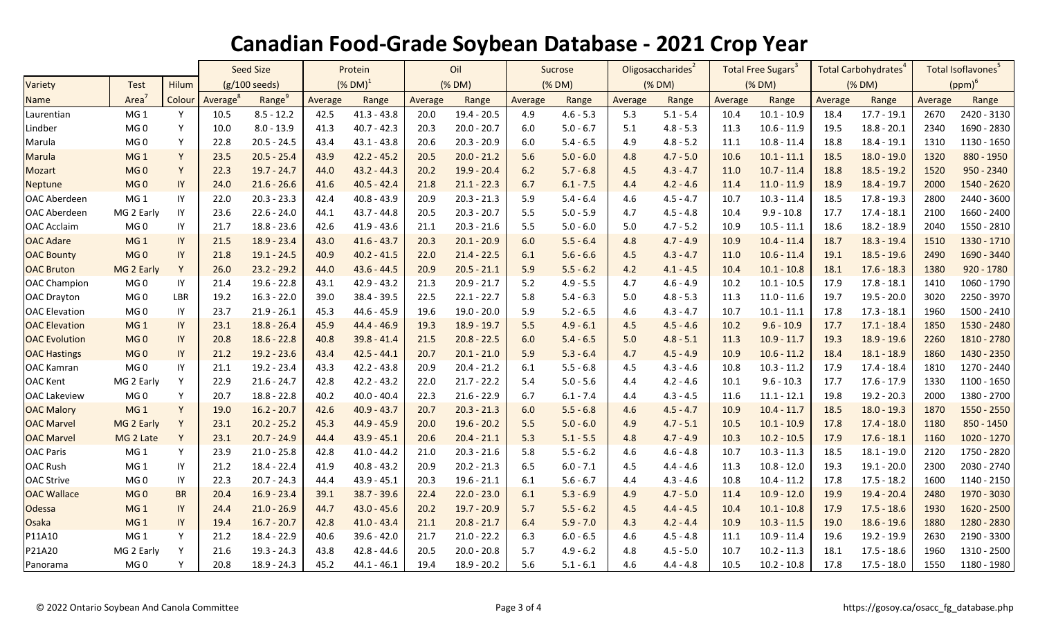# Canadian Food-Grade Soybean Database - 2021 Crop Year

| Variety | Test | Hilum | Seed Size | | Protein | | Oil | | Sucrose | | Oligosaccharides[2] | | Total Free Sugars[3] | | Total Carbohydrates[4] | | Total Isoflavones[5] | |
|---|---|---|---|---|---|---|---|---|---|---|---|---|---|---|---|---|---|---|
| | | | (g/100 seeds) | | (% DM)[1] | | (% DM) | | (% DM) | | (% DM) | | (% DM) | | (% DM) | | (ppm)[6] | |
| Name | Area[7] | Colour | Average[8] | Range[9] | Average | Range | Average | Range | Average | Range | Average | Range | Average | Range | Average | Range | Average | Range |
| Laurentian | MG 1 | Y | 10.5 | 8.5 - 12.2 | 42.5 | 41.3 - 43.8 | 20.0 | 19.4 - 20.5 | 4.9 | 4.6 - 5.3 | 5.3 | 5.1 - 5.4 | 10.4 | 10.1 - 10.9 | 18.4 | 17.7 - 19.1 | 2670 | 2420 - 3130 |
| Lindber | MG 0 | Y | 10.0 | 8.0 - 13.9 | 41.3 | 40.7 - 42.3 | 20.3 | 20.0 - 20.7 | 6.0 | 5.0 - 6.7 | 5.1 | 4.8 - 5.3 | 11.3 | 10.6 - 11.9 | 19.5 | 18.8 - 20.1 | 2340 | 1690 - 2830 |
| Marula | MG 0 | Y | 22.8 | 20.5 - 24.5 | 43.4 | 43.1 - 43.8 | 20.6 | 20.3 - 20.9 | 6.0 | 5.4 - 6.5 | 4.9 | 4.8 - 5.2 | 11.1 | 10.8 - 11.4 | 18.8 | 18.4 - 19.1 | 1310 | 1130 - 1650 |
| Marula | MG 1 | Y | 23.5 | 20.5 - 25.4 | 43.9 | 42.2 - 45.2 | 20.5 | 20.0 - 21.2 | 5.6 | 5.0 - 6.0 | 4.8 | 4.7 - 5.0 | 10.6 | 10.1 - 11.1 | 18.5 | 18.0 - 19.0 | 1320 | 880 - 1950 |
| Mozart | MG 0 | Y | 22.3 | 19.7 - 24.7 | 44.0 | 43.2 - 44.3 | 20.2 | 19.9 - 20.4 | 6.2 | 5.7 - 6.8 | 4.5 | 4.3 - 4.7 | 11.0 | 10.7 - 11.4 | 18.8 | 18.5 - 19.2 | 1520 | 950 - 2340 |
| Neptune | MG 0 | IY | 24.0 | 21.6 - 26.6 | 41.6 | 40.5 - 42.4 | 21.8 | 21.1 - 22.3 | 6.7 | 6.1 - 7.5 | 4.4 | 4.2 - 4.6 | 11.4 | 11.0 - 11.9 | 18.9 | 18.4 - 19.7 | 2000 | 1540 - 2620 |
| OAC Aberdeen | MG 1 | IY | 22.0 | 20.3 - 23.3 | 42.4 | 40.8 - 43.9 | 20.9 | 20.3 - 21.3 | 5.9 | 5.4 - 6.4 | 4.6 | 4.5 - 4.7 | 10.7 | 10.3 - 11.4 | 18.5 | 17.8 - 19.3 | 2800 | 2440 - 3600 |
| OAC Aberdeen | MG 2 Early | IY | 23.6 | 22.6 - 24.0 | 44.1 | 43.7 - 44.8 | 20.5 | 20.3 - 20.7 | 5.5 | 5.0 - 5.9 | 4.7 | 4.5 - 4.8 | 10.4 | 9.9 - 10.8 | 17.7 | 17.4 - 18.1 | 2100 | 1660 - 2400 |
| OAC Acclaim | MG 0 | IY | 21.7 | 18.8 - 23.6 | 42.6 | 41.9 - 43.6 | 21.1 | 20.3 - 21.6 | 5.5 | 5.0 - 6.0 | 5.0 | 4.7 - 5.2 | 10.9 | 10.5 - 11.1 | 18.6 | 18.2 - 18.9 | 2040 | 1550 - 2810 |
| OAC Adare | MG 1 | IY | 21.5 | 18.9 - 23.4 | 43.0 | 41.6 - 43.7 | 20.3 | 20.1 - 20.9 | 6.0 | 5.5 - 6.4 | 4.8 | 4.7 - 4.9 | 10.9 | 10.4 - 11.4 | 18.7 | 18.3 - 19.4 | 1510 | 1330 - 1710 |
| OAC Bounty | MG 0 | IY | 21.8 | 19.1 - 24.5 | 40.9 | 40.2 - 41.5 | 22.0 | 21.4 - 22.5 | 6.1 | 5.6 - 6.6 | 4.5 | 4.3 - 4.7 | 11.0 | 10.6 - 11.4 | 19.1 | 18.5 - 19.6 | 2490 | 1690 - 3440 |
| OAC Bruton | MG 2 Early | Y | 26.0 | 23.2 - 29.2 | 44.0 | 43.6 - 44.5 | 20.9 | 20.5 - 21.1 | 5.9 | 5.5 - 6.2 | 4.2 | 4.1 - 4.5 | 10.4 | 10.1 - 10.8 | 18.1 | 17.6 - 18.3 | 1380 | 920 - 1780 |
| OAC Champion | MG 0 | IY | 21.4 | 19.6 - 22.8 | 43.1 | 42.9 - 43.2 | 21.3 | 20.9 - 21.7 | 5.2 | 4.9 - 5.5 | 4.7 | 4.6 - 4.9 | 10.2 | 10.1 - 10.5 | 17.9 | 17.8 - 18.1 | 1410 | 1060 - 1790 |
| OAC Drayton | MG 0 | LBR | 19.2 | 16.3 - 22.0 | 39.0 | 38.4 - 39.5 | 22.5 | 22.1 - 22.7 | 5.8 | 5.4 - 6.3 | 5.0 | 4.8 - 5.3 | 11.3 | 11.0 - 11.6 | 19.7 | 19.5 - 20.0 | 3020 | 2250 - 3970 |
| OAC Elevation | MG 0 | IY | 23.7 | 21.9 - 26.1 | 45.3 | 44.6 - 45.9 | 19.6 | 19.0 - 20.0 | 5.9 | 5.2 - 6.5 | 4.6 | 4.3 - 4.7 | 10.7 | 10.1 - 11.1 | 17.8 | 17.3 - 18.1 | 1960 | 1500 - 2410 |
| OAC Elevation | MG 1 | IY | 23.1 | 18.8 - 26.4 | 45.9 | 44.4 - 46.9 | 19.3 | 18.9 - 19.7 | 5.5 | 4.9 - 6.1 | 4.5 | 4.5 - 4.6 | 10.2 | 9.6 - 10.9 | 17.7 | 17.1 - 18.4 | 1850 | 1530 - 2480 |
| OAC Evolution | MG 0 | IY | 20.8 | 18.6 - 22.8 | 40.8 | 39.8 - 41.4 | 21.5 | 20.8 - 22.5 | 6.0 | 5.4 - 6.5 | 5.0 | 4.8 - 5.1 | 11.3 | 10.9 - 11.7 | 19.3 | 18.9 - 19.6 | 2260 | 1810 - 2780 |
| OAC Hastings | MG 0 | IY | 21.2 | 19.2 - 23.6 | 43.4 | 42.5 - 44.1 | 20.7 | 20.1 - 21.0 | 5.9 | 5.3 - 6.4 | 4.7 | 4.5 - 4.9 | 10.9 | 10.6 - 11.2 | 18.4 | 18.1 - 18.9 | 1860 | 1430 - 2350 |
| OAC Kamran | MG 0 | IY | 21.1 | 19.2 - 23.4 | 43.3 | 42.2 - 43.8 | 20.9 | 20.4 - 21.2 | 6.1 | 5.5 - 6.8 | 4.5 | 4.3 - 4.6 | 10.8 | 10.3 - 11.2 | 17.9 | 17.4 - 18.4 | 1810 | 1270 - 2440 |
| OAC Kent | MG 2 Early | Y | 22.9 | 21.6 - 24.7 | 42.8 | 42.2 - 43.2 | 22.0 | 21.7 - 22.2 | 5.4 | 5.0 - 5.6 | 4.4 | 4.2 - 4.6 | 10.1 | 9.6 - 10.3 | 17.7 | 17.6 - 17.9 | 1330 | 1100 - 1650 |
| OAC Lakeview | MG 0 | Y | 20.7 | 18.8 - 22.8 | 40.2 | 40.0 - 40.4 | 22.3 | 21.6 - 22.9 | 6.7 | 6.1 - 7.4 | 4.4 | 4.3 - 4.5 | 11.6 | 11.1 - 12.1 | 19.8 | 19.2 - 20.3 | 2000 | 1380 - 2700 |
| OAC Malory | MG 1 | Y | 19.0 | 16.2 - 20.7 | 42.6 | 40.9 - 43.7 | 20.7 | 20.3 - 21.3 | 6.0 | 5.5 - 6.8 | 4.6 | 4.5 - 4.7 | 10.9 | 10.4 - 11.7 | 18.5 | 18.0 - 19.3 | 1870 | 1550 - 2550 |
| OAC Marvel | MG 2 Early | Y | 23.1 | 20.2 - 25.2 | 45.3 | 44.9 - 45.9 | 20.0 | 19.6 - 20.2 | 5.5 | 5.0 - 6.0 | 4.9 | 4.7 - 5.1 | 10.5 | 10.1 - 10.9 | 17.8 | 17.4 - 18.0 | 1180 | 850 - 1450 |
| OAC Marvel | MG 2 Late | Y | 23.1 | 20.7 - 24.9 | 44.4 | 43.9 - 45.1 | 20.6 | 20.4 - 21.1 | 5.3 | 5.1 - 5.5 | 4.8 | 4.7 - 4.9 | 10.3 | 10.2 - 10.5 | 17.9 | 17.6 - 18.1 | 1160 | 1020 - 1270 |
| OAC Paris | MG 1 | Y | 23.9 | 21.0 - 25.8 | 42.8 | 41.0 - 44.2 | 21.0 | 20.3 - 21.6 | 5.8 | 5.5 - 6.2 | 4.6 | 4.6 - 4.8 | 10.7 | 10.3 - 11.3 | 18.5 | 18.1 - 19.0 | 2120 | 1750 - 2820 |
| OAC Rush | MG 1 | IY | 21.2 | 18.4 - 22.4 | 41.9 | 40.8 - 43.2 | 20.9 | 20.2 - 21.3 | 6.5 | 6.0 - 7.1 | 4.5 | 4.4 - 4.6 | 11.3 | 10.8 - 12.0 | 19.3 | 19.1 - 20.0 | 2300 | 2030 - 2740 |
| OAC Strive | MG 0 | IY | 22.3 | 20.7 - 24.3 | 44.4 | 43.9 - 45.1 | 20.3 | 19.6 - 21.1 | 6.1 | 5.6 - 6.7 | 4.4 | 4.3 - 4.6 | 10.8 | 10.4 - 11.2 | 17.8 | 17.5 - 18.2 | 1600 | 1140 - 2150 |
| OAC Wallace | MG 0 | BR | 20.4 | 16.9 - 23.4 | 39.1 | 38.7 - 39.6 | 22.4 | 22.0 - 23.0 | 6.1 | 5.3 - 6.9 | 4.9 | 4.7 - 5.0 | 11.4 | 10.9 - 12.0 | 19.9 | 19.4 - 20.4 | 2480 | 1970 - 3030 |
| Odessa | MG 1 | IY | 24.4 | 21.0 - 26.9 | 44.7 | 43.0 - 45.6 | 20.2 | 19.7 - 20.9 | 5.7 | 5.5 - 6.2 | 4.5 | 4.4 - 4.5 | 10.4 | 10.1 - 10.8 | 17.9 | 17.5 - 18.6 | 1930 | 1620 - 2500 |
| Osaka | MG 1 | IY | 19.4 | 16.7 - 20.7 | 42.8 | 41.0 - 43.4 | 21.1 | 20.8 - 21.7 | 6.4 | 5.9 - 7.0 | 4.3 | 4.2 - 4.4 | 10.9 | 10.3 - 11.5 | 19.0 | 18.6 - 19.6 | 1880 | 1280 - 2830 |
| P11A10 | MG 1 | Y | 21.2 | 18.4 - 22.9 | 40.6 | 39.6 - 42.0 | 21.7 | 21.0 - 22.2 | 6.3 | 6.0 - 6.5 | 4.6 | 4.5 - 4.8 | 11.1 | 10.9 - 11.4 | 19.6 | 19.2 - 19.9 | 2630 | 2190 - 3300 |
| P21A20 | MG 2 Early | Y | 21.6 | 19.3 - 24.3 | 43.8 | 42.8 - 44.6 | 20.5 | 20.0 - 20.8 | 5.7 | 4.9 - 6.2 | 4.8 | 4.5 - 5.0 | 10.7 | 10.2 - 11.3 | 18.1 | 17.5 - 18.6 | 1960 | 1310 - 2500 |
| Panorama | MG 0 | Y | 20.8 | 18.9 - 24.3 | 45.2 | 44.1 - 46.1 | 19.4 | 18.9 - 20.2 | 5.6 | 5.1 - 6.1 | 4.6 | 4.4 - 4.8 | 10.5 | 10.2 - 10.8 | 17.8 | 17.5 - 18.0 | 1550 | 1180 - 1980 |

© 2022 Ontario Soybean And Canola Committee

https://gosoy.ca/osacc_fg_database.php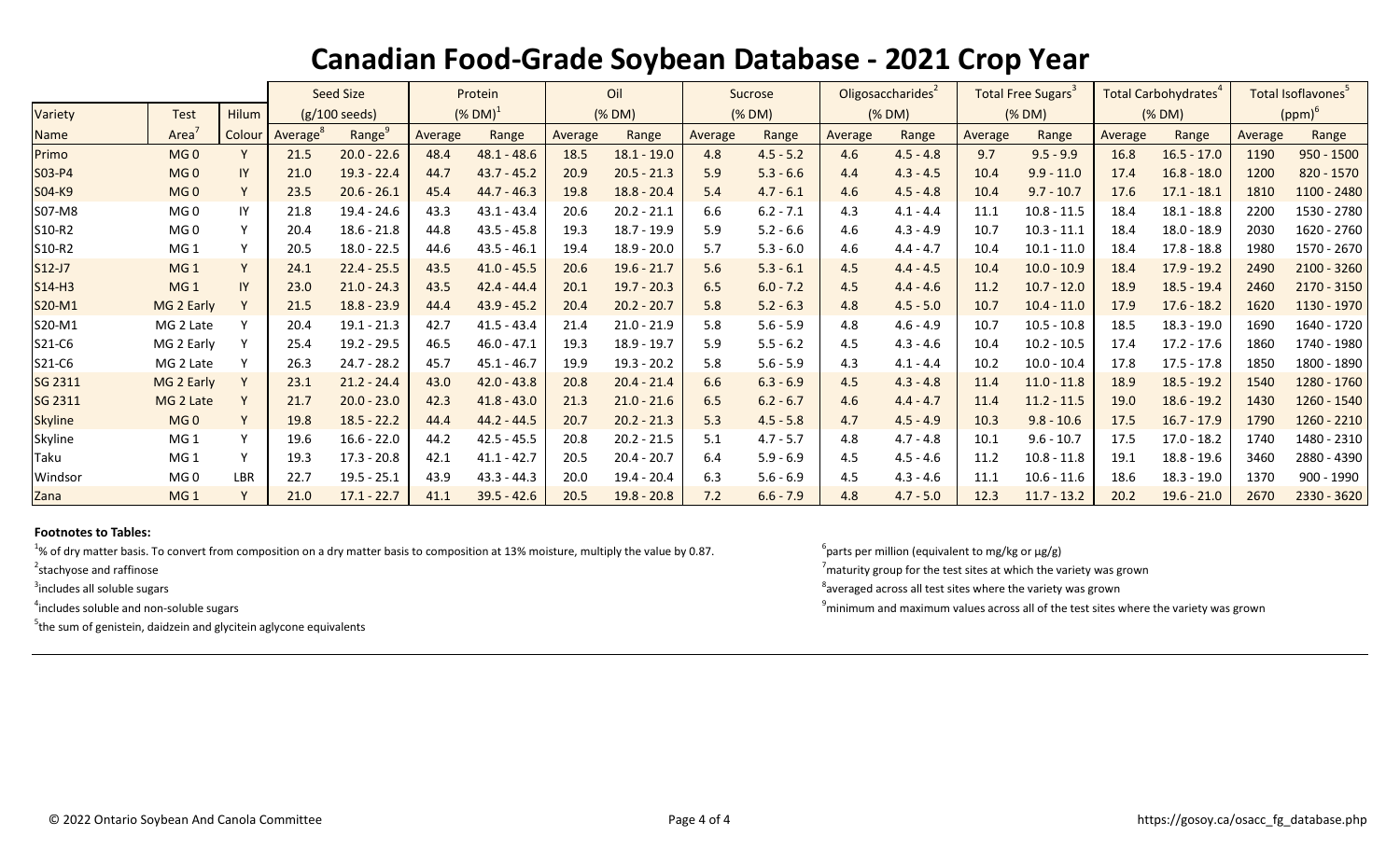# Canadian Food-Grade Soybean Database - 2021 Crop Year

| | | | Seed Size | | Protein | | Oil | | Sucrose | | Oligosaccharides[2] | | Total Free Sugars[3] | | Total Carbohydrates[4] | | Total Isoflavones[5] | |
|---|---|---|---|---|---|---|---|---|---|---|---|---|---|---|---|---|---|---|
| Variety | Test | Hilum | (g/100 seeds) | | (% DM)[1] | | (% DM) | | (% DM) | | (% DM) | | (% DM) | | (% DM) | | (ppm)[6] | |
| Name | Area[7] | Colour | Average[8] | Range[9] | Average | Range | Average | Range | Average | Range | Average | Range | Average | Range | Average | Range | Average | Range |
| Primo | MG 0 | Y | 21.5 | 20.0 - 22.6 | 48.4 | 48.1 - 48.6 | 18.5 | 18.1 - 19.0 | 4.8 | 4.5 - 5.2 | 4.6 | 4.5 - 4.8 | 9.7 | 9.5 - 9.9 | 16.8 | 16.5 - 17.0 | 1190 | 950 - 1500 |
| S03-P4 | MG 0 | IY | 21.0 | 19.3 - 22.4 | 44.7 | 43.7 - 45.2 | 20.9 | 20.5 - 21.3 | 5.9 | 5.3 - 6.6 | 4.4 | 4.3 - 4.5 | 10.4 | 9.9 - 11.0 | 17.4 | 16.8 - 18.0 | 1200 | 820 - 1570 |
| S04-K9 | MG 0 | Y | 23.5 | 20.6 - 26.1 | 45.4 | 44.7 - 46.3 | 19.8 | 18.8 - 20.4 | 5.4 | 4.7 - 6.1 | 4.6 | 4.5 - 4.8 | 10.4 | 9.7 - 10.7 | 17.6 | 17.1 - 18.1 | 1810 | 1100 - 2480 |
| S07-M8 | MG 0 | IY | 21.8 | 19.4 - 24.6 | 43.3 | 43.1 - 43.4 | 20.6 | 20.2 - 21.1 | 6.6 | 6.2 - 7.1 | 4.3 | 4.1 - 4.4 | 11.1 | 10.8 - 11.5 | 18.4 | 18.1 - 18.8 | 2200 | 1530 - 2780 |
| S10-R2 | MG 0 | Y | 20.4 | 18.6 - 21.8 | 44.8 | 43.5 - 45.8 | 19.3 | 18.7 - 19.9 | 5.9 | 5.2 - 6.6 | 4.6 | 4.3 - 4.9 | 10.7 | 10.3 - 11.1 | 18.4 | 18.0 - 18.9 | 2030 | 1620 - 2760 |
| S10-R2 | MG 1 | Y | 20.5 | 18.0 - 22.5 | 44.6 | 43.5 - 46.1 | 19.4 | 18.9 - 20.0 | 5.7 | 5.3 - 6.0 | 4.6 | 4.4 - 4.7 | 10.4 | 10.1 - 11.0 | 18.4 | 17.8 - 18.8 | 1980 | 1570 - 2670 |
| S12-J7 | MG 1 | Y | 24.1 | 22.4 - 25.5 | 43.5 | 41.0 - 45.5 | 20.6 | 19.6 - 21.7 | 5.6 | 5.3 - 6.1 | 4.5 | 4.4 - 4.5 | 10.4 | 10.0 - 10.9 | 18.4 | 17.9 - 19.2 | 2490 | 2100 - 3260 |
| S14-H3 | MG 1 | IY | 23.0 | 21.0 - 24.3 | 43.5 | 42.4 - 44.4 | 20.1 | 19.7 - 20.3 | 6.5 | 6.0 - 7.2 | 4.5 | 4.4 - 4.6 | 11.2 | 10.7 - 12.0 | 18.9 | 18.5 - 19.4 | 2460 | 2170 - 3150 |
| S20-M1 | MG 2 Early | Y | 21.5 | 18.8 - 23.9 | 44.4 | 43.9 - 45.2 | 20.4 | 20.2 - 20.7 | 5.8 | 5.2 - 6.3 | 4.8 | 4.5 - 5.0 | 10.7 | 10.4 - 11.0 | 17.9 | 17.6 - 18.2 | 1620 | 1130 - 1970 |
| S20-M1 | MG 2 Late | Y | 20.4 | 19.1 - 21.3 | 42.7 | 41.5 - 43.4 | 21.4 | 21.0 - 21.9 | 5.8 | 5.6 - 5.9 | 4.8 | 4.6 - 4.9 | 10.7 | 10.5 - 10.8 | 18.5 | 18.3 - 19.0 | 1690 | 1640 - 1720 |
| S21-C6 | MG 2 Early | Y | 25.4 | 19.2 - 29.5 | 46.5 | 46.0 - 47.1 | 19.3 | 18.9 - 19.7 | 5.9 | 5.5 - 6.2 | 4.5 | 4.3 - 4.6 | 10.4 | 10.2 - 10.5 | 17.4 | 17.2 - 17.6 | 1860 | 1740 - 1980 |
| S21-C6 | MG 2 Late | Y | 26.3 | 24.7 - 28.2 | 45.7 | 45.1 - 46.7 | 19.9 | 19.3 - 20.2 | 5.8 | 5.6 - 5.9 | 4.3 | 4.1 - 4.4 | 10.2 | 10.0 - 10.4 | 17.8 | 17.5 - 17.8 | 1850 | 1800 - 1890 |
| SG 2311 | MG 2 Early | Y | 23.1 | 21.2 - 24.4 | 43.0 | 42.0 - 43.8 | 20.8 | 20.4 - 21.4 | 6.6 | 6.3 - 6.9 | 4.5 | 4.3 - 4.8 | 11.4 | 11.0 - 11.8 | 18.9 | 18.5 - 19.2 | 1540 | 1280 - 1760 |
| SG 2311 | MG 2 Late | Y | 21.7 | 20.0 - 23.0 | 42.3 | 41.8 - 43.0 | 21.3 | 21.0 - 21.6 | 6.5 | 6.2 - 6.7 | 4.6 | 4.4 - 4.7 | 11.4 | 11.2 - 11.5 | 19.0 | 18.6 - 19.2 | 1430 | 1260 - 1540 |
| Skyline | MG 0 | Y | 19.8 | 18.5 - 22.2 | 44.4 | 44.2 - 44.5 | 20.7 | 20.2 - 21.3 | 5.3 | 4.5 - 5.8 | 4.7 | 4.5 - 4.9 | 10.3 | 9.8 - 10.6 | 17.5 | 16.7 - 17.9 | 1790 | 1260 - 2210 |
| Skyline | MG 1 | Y | 19.6 | 16.6 - 22.0 | 44.2 | 42.5 - 45.5 | 20.8 | 20.2 - 21.5 | 5.1 | 4.7 - 5.7 | 4.8 | 4.7 - 4.8 | 10.1 | 9.6 - 10.7 | 17.5 | 17.0 - 18.2 | 1740 | 1480 - 2310 |
| Taku | MG 1 | Y | 19.3 | 17.3 - 20.8 | 42.1 | 41.1 - 42.7 | 20.5 | 20.4 - 20.7 | 6.4 | 5.9 - 6.9 | 4.5 | 4.5 - 4.6 | 11.2 | 10.8 - 11.8 | 19.1 | 18.8 - 19.6 | 3460 | 2880 - 4390 |
| Windsor | MG 0 | LBR | 22.7 | 19.5 - 25.1 | 43.9 | 43.3 - 44.3 | 20.0 | 19.4 - 20.4 | 6.3 | 5.6 - 6.9 | 4.5 | 4.3 - 4.6 | 11.1 | 10.6 - 11.6 | 18.6 | 18.3 - 19.0 | 1370 | 900 - 1990 |
| Zana | MG 1 | Y | 21.0 | 17.1 - 22.7 | 41.1 | 39.5 - 42.6 | 20.5 | 19.8 - 20.8 | 7.2 | 6.6 - 7.9 | 4.8 | 4.7 - 5.0 | 12.3 | 11.7 - 13.2 | 20.2 | 19.6 - 21.0 | 2670 | 2330 - 3620 |

**Footnotes to Tables:**

[1]% of dry matter basis. To convert from composition on a dry matter basis to composition at 13% moisture, multiply the value by 0.87.

[2]stachyose and raffinose

[3]includes all soluble sugars

[4]includes soluble and non-soluble sugars

[5]the sum of genistein, daidzein and glycitein aglycone equivalents

[6]parts per million (equivalent to mg/kg or µg/g)

[7]maturity group for the test sites at which the variety was grown

[8]averaged across all test sites where the variety was grown

[9]minimum and maximum values across all of the test sites where the variety was grown

© 2022 Ontario Soybean And Canola Committee

https://gosoy.ca/osacc_fg_database.php